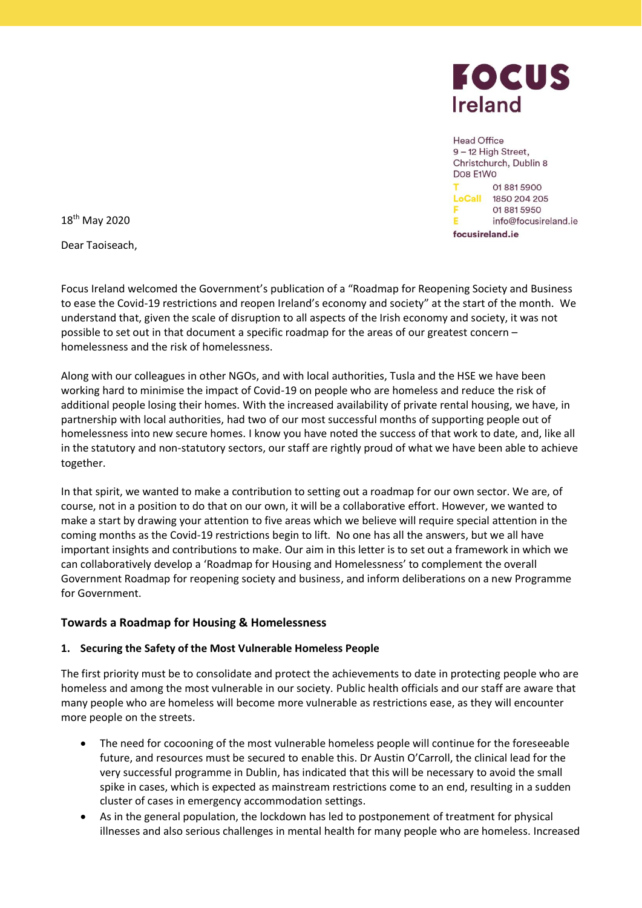**FOCUS Ireland**

Head Office
9 – 12 High Street,
Christchurch, Dublin 8
D08 E1W0
T 01 881 5900
LoCall 1850 204 205
F 01 881 5950
E info@focusireland.ie
focusireland.ie

18th May 2020

Dear Taoiseach,

Focus Ireland welcomed the Government's publication of a "Roadmap for Reopening Society and Business to ease the Covid-19 restrictions and reopen Ireland's economy and society" at the start of the month. We understand that, given the scale of disruption to all aspects of the Irish economy and society, it was not possible to set out in that document a specific roadmap for the areas of our greatest concern – homelessness and the risk of homelessness.

Along with our colleagues in other NGOs, and with local authorities, Tusla and the HSE we have been working hard to minimise the impact of Covid-19 on people who are homeless and reduce the risk of additional people losing their homes. With the increased availability of private rental housing, we have, in partnership with local authorities, had two of our most successful months of supporting people out of homelessness into new secure homes. I know you have noted the success of that work to date, and, like all in the statutory and non-statutory sectors, our staff are rightly proud of what we have been able to achieve together.

In that spirit, we wanted to make a contribution to setting out a roadmap for our own sector. We are, of course, not in a position to do that on our own, it will be a collaborative effort. However, we wanted to make a start by drawing your attention to five areas which we believe will require special attention in the coming months as the Covid-19 restrictions begin to lift. No one has all the answers, but we all have important insights and contributions to make. Our aim in this letter is to set out a framework in which we can collaboratively develop a 'Roadmap for Housing and Homelessness' to complement the overall Government Roadmap for reopening society and business, and inform deliberations on a new Programme for Government.

### Towards a Roadmap for Housing & Homelessness

**1. Securing the Safety of the Most Vulnerable Homeless People**

The first priority must be to consolidate and protect the achievements to date in protecting people who are homeless and among the most vulnerable in our society. Public health officials and our staff are aware that many people who are homeless will become more vulnerable as restrictions ease, as they will encounter more people on the streets.

- The need for cocooning of the most vulnerable homeless people will continue for the foreseeable future, and resources must be secured to enable this. Dr Austin O'Carroll, the clinical lead for the very successful programme in Dublin, has indicated that this will be necessary to avoid the small spike in cases, which is expected as mainstream restrictions come to an end, resulting in a sudden cluster of cases in emergency accommodation settings.
- As in the general population, the lockdown has led to postponement of treatment for physical illnesses and also serious challenges in mental health for many people who are homeless. Increased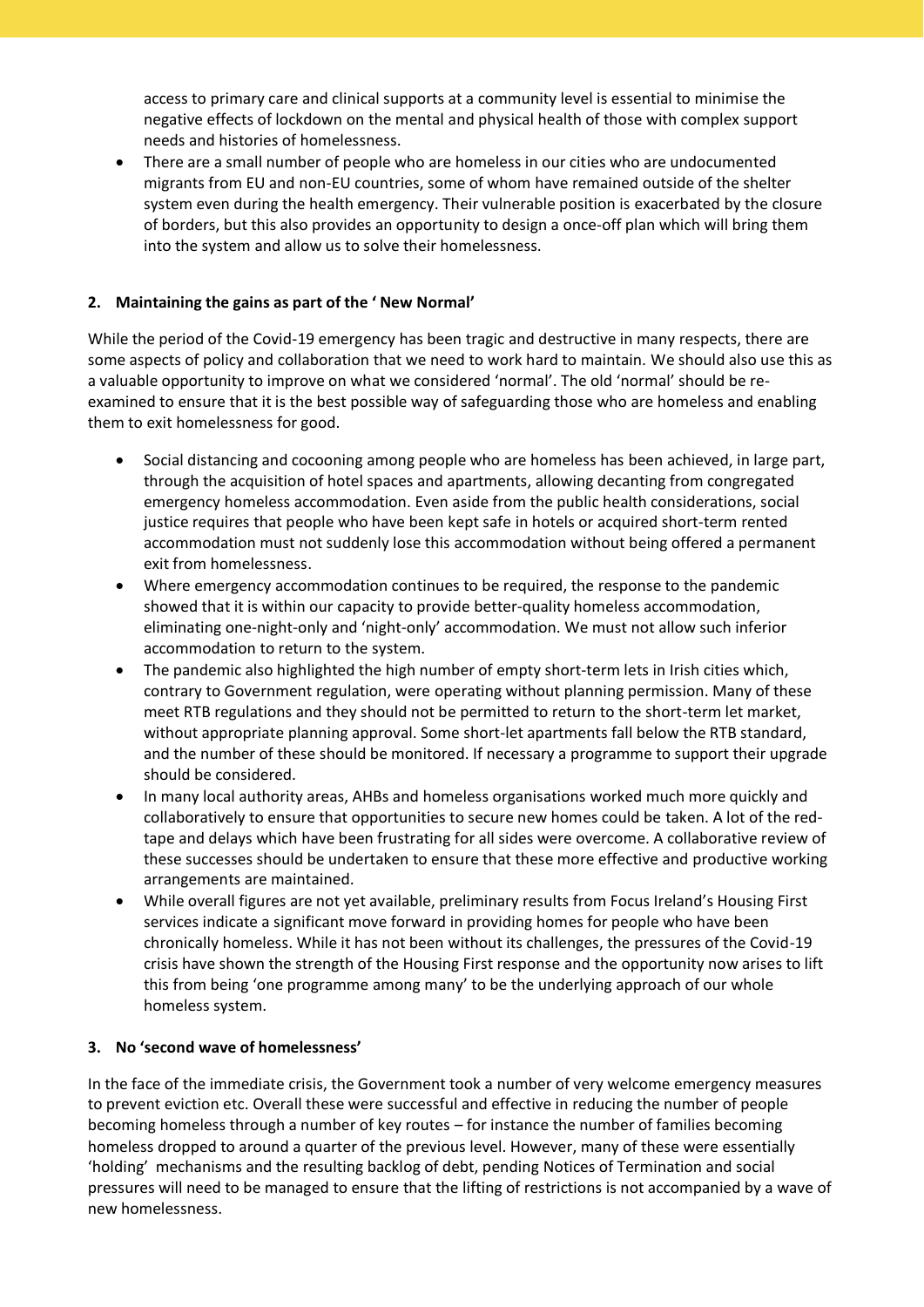access to primary care and clinical supports at a community level is essential to minimise the negative effects of lockdown on the mental and physical health of those with complex support needs and histories of homelessness.

- There are a small number of people who are homeless in our cities who are undocumented migrants from EU and non-EU countries, some of whom have remained outside of the shelter system even during the health emergency. Their vulnerable position is exacerbated by the closure of borders, but this also provides an opportunity to design a once-off plan which will bring them into the system and allow us to solve their homelessness.

## 2. Maintaining the gains as part of the ' New Normal'

While the period of the Covid-19 emergency has been tragic and destructive in many respects, there are some aspects of policy and collaboration that we need to work hard to maintain. We should also use this as a valuable opportunity to improve on what we considered 'normal'. The old 'normal' should be re-examined to ensure that it is the best possible way of safeguarding those who are homeless and enabling them to exit homelessness for good.

- Social distancing and cocooning among people who are homeless has been achieved, in large part, through the acquisition of hotel spaces and apartments, allowing decanting from congregated emergency homeless accommodation. Even aside from the public health considerations, social justice requires that people who have been kept safe in hotels or acquired short-term rented accommodation must not suddenly lose this accommodation without being offered a permanent exit from homelessness.
- Where emergency accommodation continues to be required, the response to the pandemic showed that it is within our capacity to provide better-quality homeless accommodation, eliminating one-night-only and 'night-only' accommodation. We must not allow such inferior accommodation to return to the system.
- The pandemic also highlighted the high number of empty short-term lets in Irish cities which, contrary to Government regulation, were operating without planning permission. Many of these meet RTB regulations and they should not be permitted to return to the short-term let market, without appropriate planning approval. Some short-let apartments fall below the RTB standard, and the number of these should be monitored. If necessary a programme to support their upgrade should be considered.
- In many local authority areas, AHBs and homeless organisations worked much more quickly and collaboratively to ensure that opportunities to secure new homes could be taken. A lot of the red-tape and delays which have been frustrating for all sides were overcome. A collaborative review of these successes should be undertaken to ensure that these more effective and productive working arrangements are maintained.
- While overall figures are not yet available, preliminary results from Focus Ireland's Housing First services indicate a significant move forward in providing homes for people who have been chronically homeless. While it has not been without its challenges, the pressures of the Covid-19 crisis have shown the strength of the Housing First response and the opportunity now arises to lift this from being 'one programme among many' to be the underlying approach of our whole homeless system.

## 3. No 'second wave of homelessness'

In the face of the immediate crisis, the Government took a number of very welcome emergency measures to prevent eviction etc. Overall these were successful and effective in reducing the number of people becoming homeless through a number of key routes – for instance the number of families becoming homeless dropped to around a quarter of the previous level. However, many of these were essentially 'holding' mechanisms and the resulting backlog of debt, pending Notices of Termination and social pressures will need to be managed to ensure that the lifting of restrictions is not accompanied by a wave of new homelessness.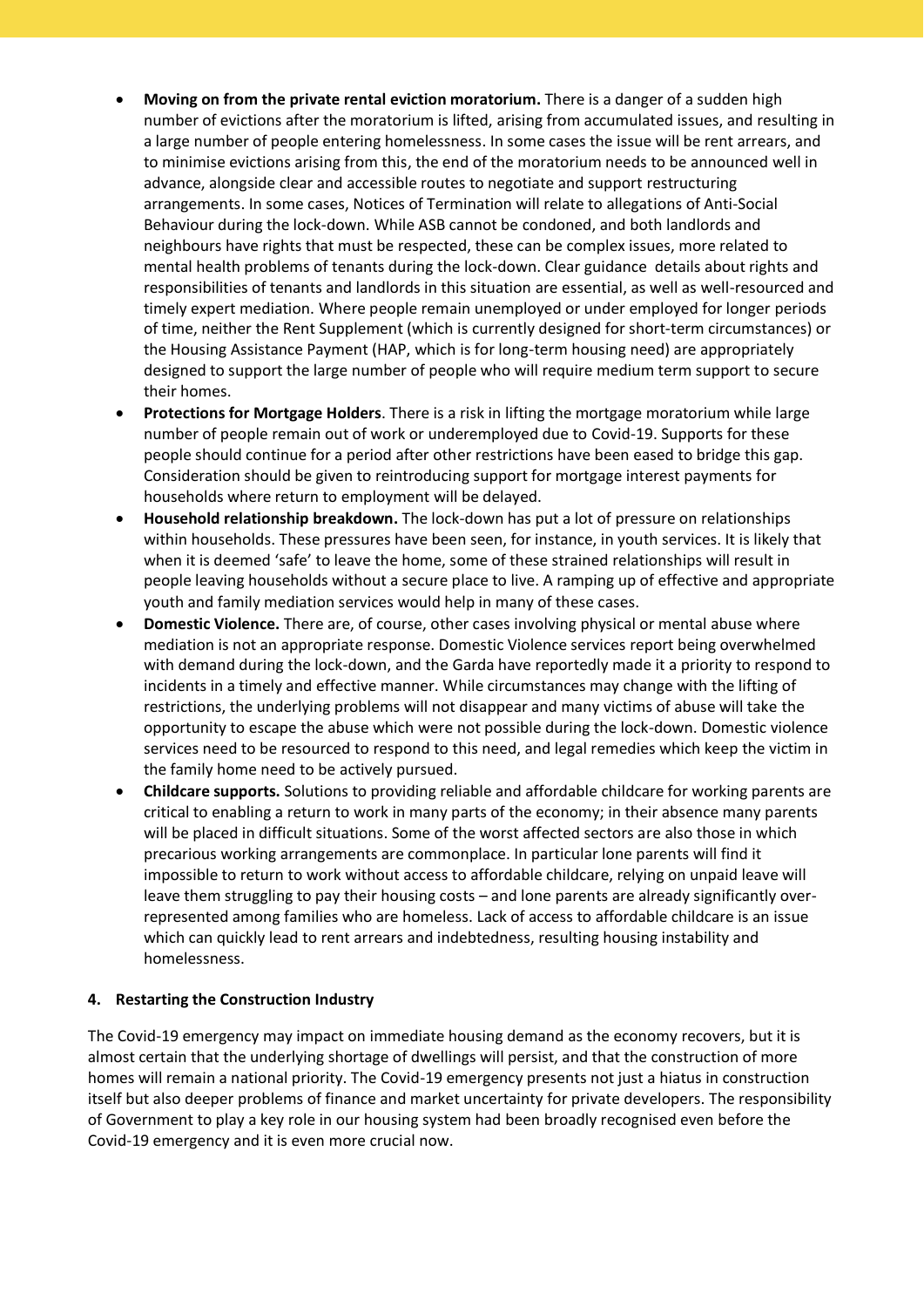- **Moving on from the private rental eviction moratorium.** There is a danger of a sudden high number of evictions after the moratorium is lifted, arising from accumulated issues, and resulting in a large number of people entering homelessness. In some cases the issue will be rent arrears, and to minimise evictions arising from this, the end of the moratorium needs to be announced well in advance, alongside clear and accessible routes to negotiate and support restructuring arrangements. In some cases, Notices of Termination will relate to allegations of Anti-Social Behaviour during the lock-down. While ASB cannot be condoned, and both landlords and neighbours have rights that must be respected, these can be complex issues, more related to mental health problems of tenants during the lock-down. Clear guidance details about rights and responsibilities of tenants and landlords in this situation are essential, as well as well-resourced and timely expert mediation. Where people remain unemployed or under employed for longer periods of time, neither the Rent Supplement (which is currently designed for short-term circumstances) or the Housing Assistance Payment (HAP, which is for long-term housing need) are appropriately designed to support the large number of people who will require medium term support to secure their homes.
- **Protections for Mortgage Holders**. There is a risk in lifting the mortgage moratorium while large number of people remain out of work or underemployed due to Covid-19. Supports for these people should continue for a period after other restrictions have been eased to bridge this gap. Consideration should be given to reintroducing support for mortgage interest payments for households where return to employment will be delayed.
- **Household relationship breakdown.** The lock-down has put a lot of pressure on relationships within households. These pressures have been seen, for instance, in youth services. It is likely that when it is deemed 'safe' to leave the home, some of these strained relationships will result in people leaving households without a secure place to live. A ramping up of effective and appropriate youth and family mediation services would help in many of these cases.
- **Domestic Violence.** There are, of course, other cases involving physical or mental abuse where mediation is not an appropriate response. Domestic Violence services report being overwhelmed with demand during the lock-down, and the Garda have reportedly made it a priority to respond to incidents in a timely and effective manner. While circumstances may change with the lifting of restrictions, the underlying problems will not disappear and many victims of abuse will take the opportunity to escape the abuse which were not possible during the lock-down. Domestic violence services need to be resourced to respond to this need, and legal remedies which keep the victim in the family home need to be actively pursued.
- **Childcare supports.** Solutions to providing reliable and affordable childcare for working parents are critical to enabling a return to work in many parts of the economy; in their absence many parents will be placed in difficult situations. Some of the worst affected sectors are also those in which precarious working arrangements are commonplace. In particular lone parents will find it impossible to return to work without access to affordable childcare, relying on unpaid leave will leave them struggling to pay their housing costs – and lone parents are already significantly over-represented among families who are homeless. Lack of access to affordable childcare is an issue which can quickly lead to rent arrears and indebtedness, resulting housing instability and homelessness.

## 4. Restarting the Construction Industry

The Covid-19 emergency may impact on immediate housing demand as the economy recovers, but it is almost certain that the underlying shortage of dwellings will persist, and that the construction of more homes will remain a national priority. The Covid-19 emergency presents not just a hiatus in construction itself but also deeper problems of finance and market uncertainty for private developers. The responsibility of Government to play a key role in our housing system had been broadly recognised even before the Covid-19 emergency and it is even more crucial now.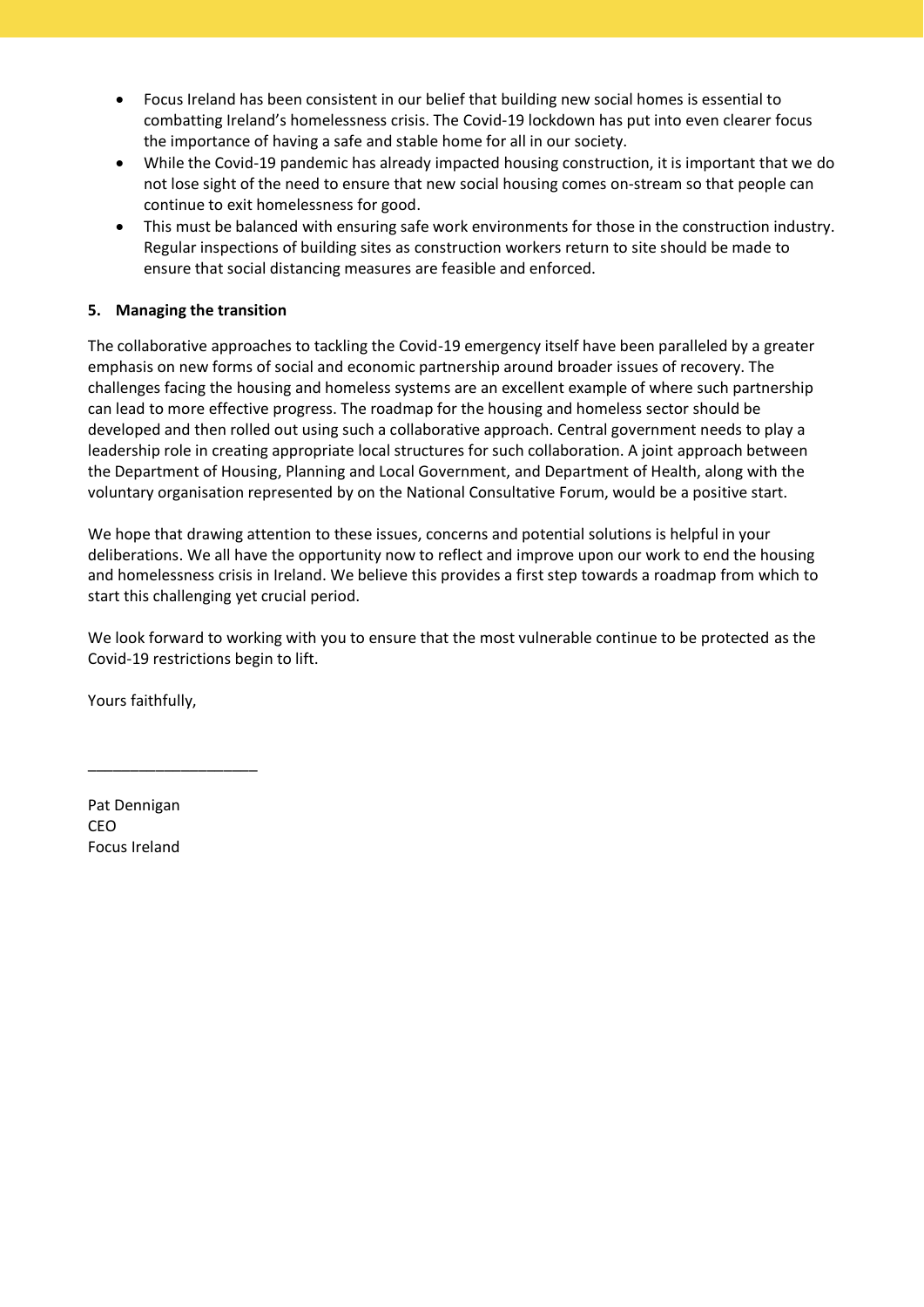- Focus Ireland has been consistent in our belief that building new social homes is essential to combatting Ireland's homelessness crisis. The Covid-19 lockdown has put into even clearer focus the importance of having a safe and stable home for all in our society.
- While the Covid-19 pandemic has already impacted housing construction, it is important that we do not lose sight of the need to ensure that new social housing comes on-stream so that people can continue to exit homelessness for good.
- This must be balanced with ensuring safe work environments for those in the construction industry. Regular inspections of building sites as construction workers return to site should be made to ensure that social distancing measures are feasible and enforced.

**5. Managing the transition**

The collaborative approaches to tackling the Covid-19 emergency itself have been paralleled by a greater emphasis on new forms of social and economic partnership around broader issues of recovery. The challenges facing the housing and homeless systems are an excellent example of where such partnership can lead to more effective progress. The roadmap for the housing and homeless sector should be developed and then rolled out using such a collaborative approach. Central government needs to play a leadership role in creating appropriate local structures for such collaboration. A joint approach between the Department of Housing, Planning and Local Government, and Department of Health, along with the voluntary organisation represented by on the National Consultative Forum, would be a positive start.

We hope that drawing attention to these issues, concerns and potential solutions is helpful in your deliberations. We all have the opportunity now to reflect and improve upon our work to end the housing and homelessness crisis in Ireland. We believe this provides a first step towards a roadmap from which to start this challenging yet crucial period.

We look forward to working with you to ensure that the most vulnerable continue to be protected as the Covid-19 restrictions begin to lift.

Yours faithfully,

____________________

Pat Dennigan
CEO
Focus Ireland